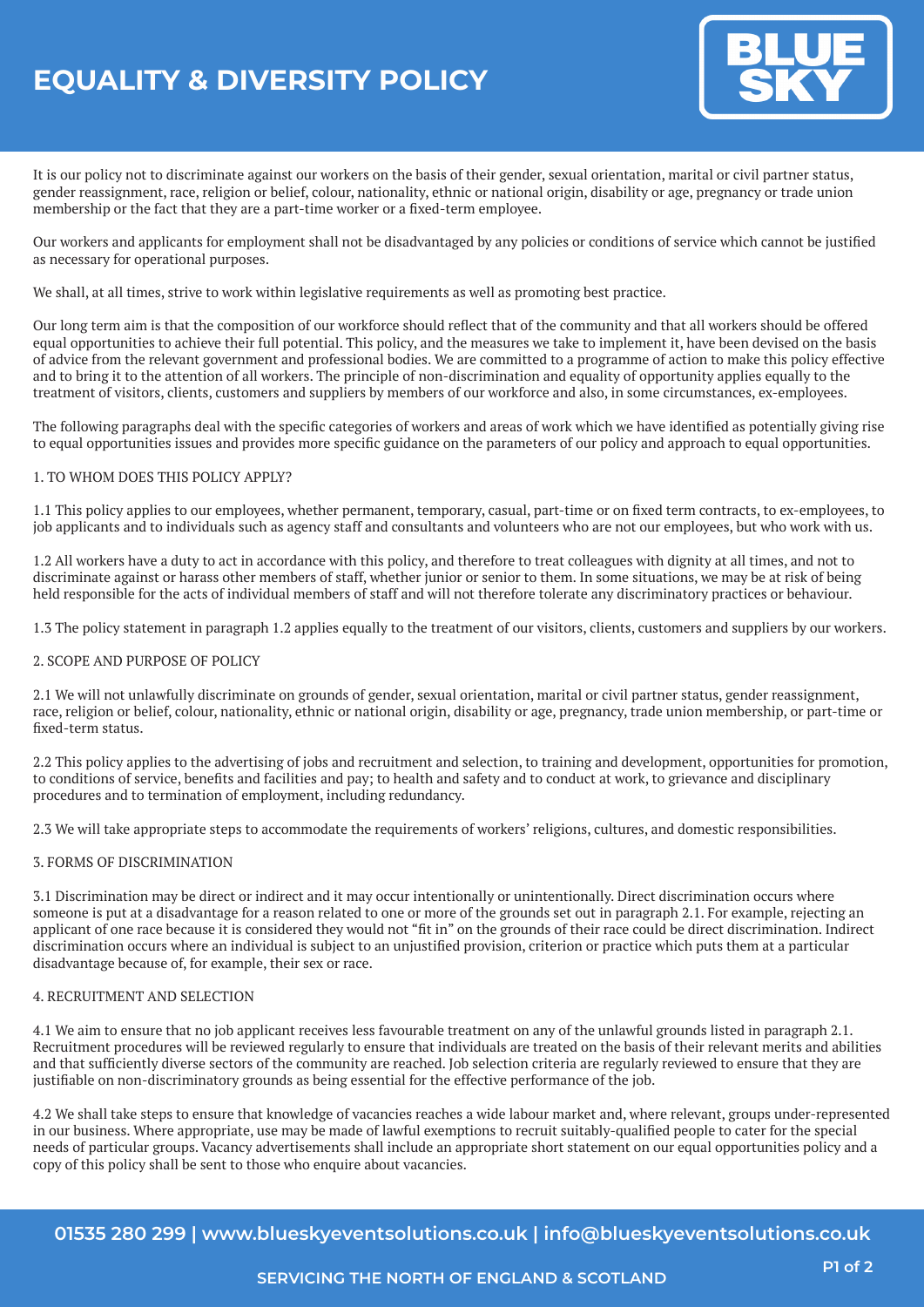# EQUALITY & DIVERSITY POLICY

It is our policy not to discriminate against our workers on the basis of their gender, sexual orientation, marital or civil partner status, gender reassignment, race, religion or belief, colour, nationality, ethnic or national origin, disability or age, pregnancy or trade union membership or the fact that they are a part-time worker or a fixed-term employee.

Our workers and applicants for employment shall not be disadvantaged by any policies or conditions of service which cannot be justified as necessary for operational purposes.

We shall, at all times, strive to work within legislative requirements as well as promoting best practice.

Our long term aim is that the composition of our workforce should reflect that of the community and that all workers should be offered equal opportunities to achieve their full potential. This policy, and the measures we take to implement it, have been devised on the basis of advice from the relevant government and professional bodies. We are committed to a programme of action to make this policy effective and to bring it to the attention of all workers. The principle of non-discrimination and equality of opportunity applies equally to the treatment of visitors, clients, customers and suppliers by members of our workforce and also, in some circumstances, ex-employees.

The following paragraphs deal with the specific categories of workers and areas of work which we have identified as potentially giving rise to equal opportunities issues and provides more specific guidance on the parameters of our policy and approach to equal opportunities.

## 1. TO WHOM DOES THIS POLICY APPLY?

1.1 This policy applies to our employees, whether permanent, temporary, casual, part-time or on fixed term contracts, to ex-employees, to job applicants and to individuals such as agency staff and consultants and volunteers who are not our employees, but who work with us.

1.2 All workers have a duty to act in accordance with this policy, and therefore to treat colleagues with dignity at all times, and not to discriminate against or harass other members of staff, whether junior or senior to them. In some situations, we may be at risk of being held responsible for the acts of individual members of staff and will not therefore tolerate any discriminatory practices or behaviour.

1.3 The policy statement in paragraph 1.2 applies equally to the treatment of our visitors, clients, customers and suppliers by our workers.

## 2. SCOPE AND PURPOSE OF POLICY

2.1 We will not unlawfully discriminate on grounds of gender, sexual orientation, marital or civil partner status, gender reassignment, race, religion or belief, colour, nationality, ethnic or national origin, disability or age, pregnancy, trade union membership, or part-time or fixed-term status.

2.2 This policy applies to the advertising of jobs and recruitment and selection, to training and development, opportunities for promotion, to conditions of service, benefits and facilities and pay; to health and safety and to conduct at work, to grievance and disciplinary procedures and to termination of employment, including redundancy.

2.3 We will take appropriate steps to accommodate the requirements of workers' religions, cultures, and domestic responsibilities.

## 3. FORMS OF DISCRIMINATION

3.1 Discrimination may be direct or indirect and it may occur intentionally or unintentionally. Direct discrimination occurs where someone is put at a disadvantage for a reason related to one or more of the grounds set out in paragraph 2.1. For example, rejecting an applicant of one race because it is considered they would not "fit in" on the grounds of their race could be direct discrimination. Indirect discrimination occurs where an individual is subject to an unjustified provision, criterion or practice which puts them at a particular disadvantage because of, for example, their sex or race.

## 4. RECRUITMENT AND SELECTION

4.1 We aim to ensure that no job applicant receives less favourable treatment on any of the unlawful grounds listed in paragraph 2.1. Recruitment procedures will be reviewed regularly to ensure that individuals are treated on the basis of their relevant merits and abilities and that sufficiently diverse sectors of the community are reached. Job selection criteria are regularly reviewed to ensure that they are justifiable on non-discriminatory grounds as being essential for the effective performance of the job.

4.2 We shall take steps to ensure that knowledge of vacancies reaches a wide labour market and, where relevant, groups under-represented in our business. Where appropriate, use may be made of lawful exemptions to recruit suitably-qualified people to cater for the special needs of particular groups. Vacancy advertisements shall include an appropriate short statement on our equal opportunities policy and a copy of this policy shall be sent to those who enquire about vacancies.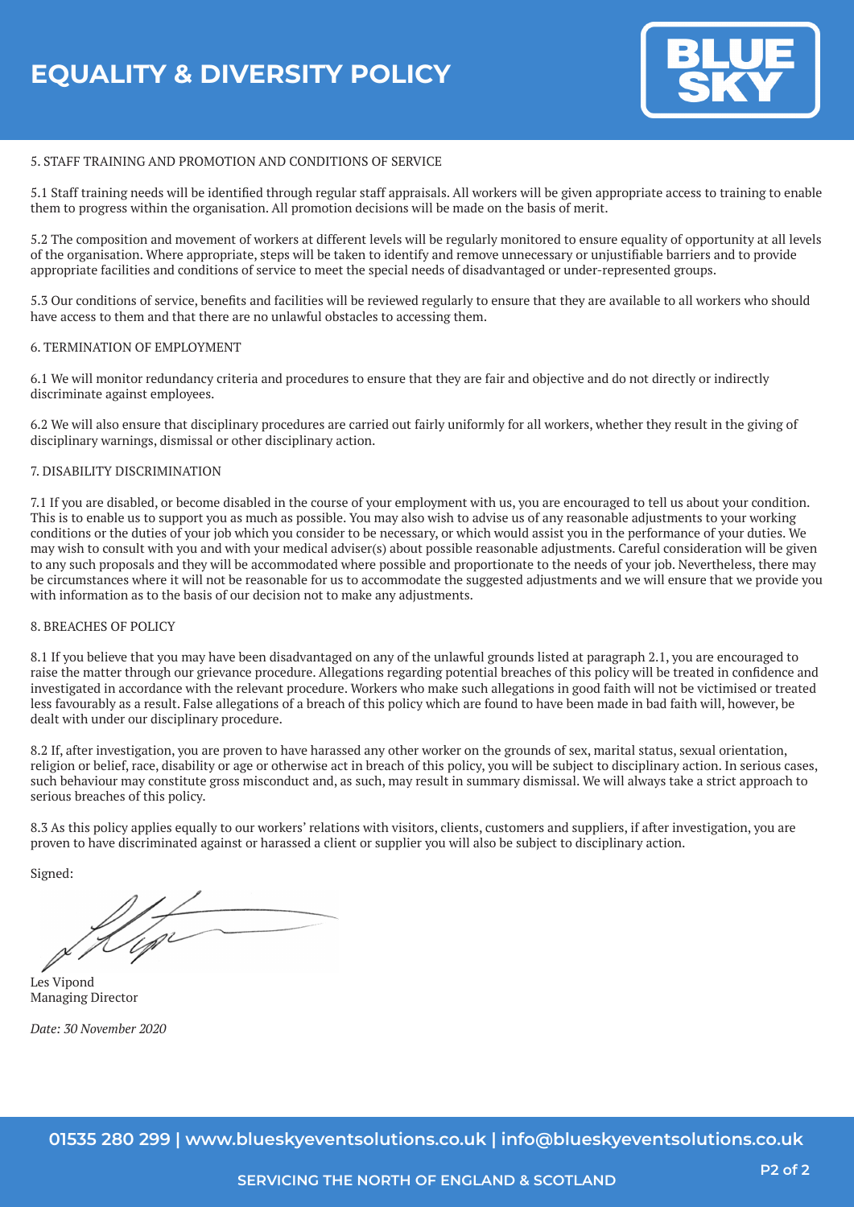# EQUALITY & DIVERSITY POLICY

5. STAFF TRAINING AND PROMOTION AND CONDITIONS OF SERVICE

5.1 Staff training needs will be identified through regular staff appraisals. All workers will be given appropriate access to training to enable them to progress within the organisation. All promotion decisions will be made on the basis of merit.

5.2 The composition and movement of workers at different levels will be regularly monitored to ensure equality of opportunity at all levels of the organisation. Where appropriate, steps will be taken to identify and remove unnecessary or unjustifiable barriers and to provide appropriate facilities and conditions of service to meet the special needs of disadvantaged or under-represented groups.

5.3 Our conditions of service, benefits and facilities will be reviewed regularly to ensure that they are available to all workers who should have access to them and that there are no unlawful obstacles to accessing them.

6. TERMINATION OF EMPLOYMENT

6.1 We will monitor redundancy criteria and procedures to ensure that they are fair and objective and do not directly or indirectly discriminate against employees.

6.2 We will also ensure that disciplinary procedures are carried out fairly uniformly for all workers, whether they result in the giving of disciplinary warnings, dismissal or other disciplinary action.

7. DISABILITY DISCRIMINATION

7.1 If you are disabled, or become disabled in the course of your employment with us, you are encouraged to tell us about your condition. This is to enable us to support you as much as possible. You may also wish to advise us of any reasonable adjustments to your working conditions or the duties of your job which you consider to be necessary, or which would assist you in the performance of your duties. We may wish to consult with you and with your medical adviser(s) about possible reasonable adjustments. Careful consideration will be given to any such proposals and they will be accommodated where possible and proportionate to the needs of your job. Nevertheless, there may be circumstances where it will not be reasonable for us to accommodate the suggested adjustments and we will ensure that we provide you with information as to the basis of our decision not to make any adjustments.

8. BREACHES OF POLICY

8.1 If you believe that you may have been disadvantaged on any of the unlawful grounds listed at paragraph 2.1, you are encouraged to raise the matter through our grievance procedure. Allegations regarding potential breaches of this policy will be treated in confidence and investigated in accordance with the relevant procedure. Workers who make such allegations in good faith will not be victimised or treated less favourably as a result. False allegations of a breach of this policy which are found to have been made in bad faith will, however, be dealt with under our disciplinary procedure.

8.2 If, after investigation, you are proven to have harassed any other worker on the grounds of sex, marital status, sexual orientation, religion or belief, race, disability or age or otherwise act in breach of this policy, you will be subject to disciplinary action. In serious cases, such behaviour may constitute gross misconduct and, as such, may result in summary dismissal. We will always take a strict approach to serious breaches of this policy.

8.3 As this policy applies equally to our workers' relations with visitors, clients, customers and suppliers, if after investigation, you are proven to have discriminated against or harassed a client or supplier you will also be subject to disciplinary action.

Signed:

Les Vipond
Managing Director

*Date: 30 November 2020*

01535 280 299 | www.blueskyeventsolutions.co.uk | info@blueskyeventsolutions.co.uk

SERVICING THE NORTH OF ENGLAND & SCOTLAND